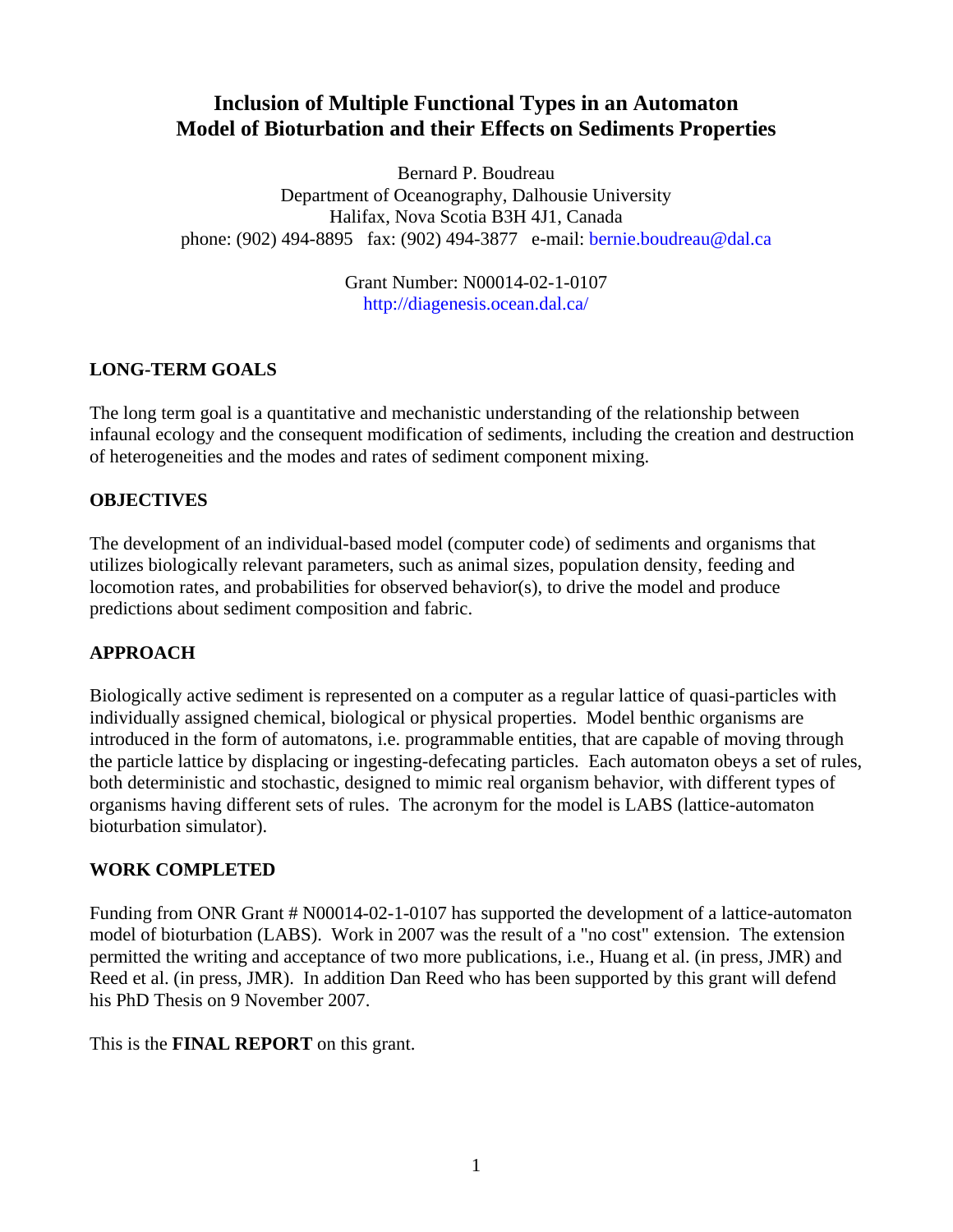# Inclusion of Multiple Functional Types in an Automaton Model of Bioturbation and their Effects on Sediments Properties

Bernard P. Boudreau
Department of Oceanography, Dalhousie University
Halifax, Nova Scotia B3H 4J1, Canada
phone: (902) 494-8895 fax: (902) 494-3877 e-mail: bernie.boudreau@dal.ca

Grant Number: N00014-02-1-0107
http://diagenesis.ocean.dal.ca/

## LONG-TERM GOALS

The long term goal is a quantitative and mechanistic understanding of the relationship between infaunal ecology and the consequent modification of sediments, including the creation and destruction of heterogeneities and the modes and rates of sediment component mixing.

## OBJECTIVES

The development of an individual-based model (computer code) of sediments and organisms that utilizes biologically relevant parameters, such as animal sizes, population density, feeding and locomotion rates, and probabilities for observed behavior(s), to drive the model and produce predictions about sediment composition and fabric.

## APPROACH

Biologically active sediment is represented on a computer as a regular lattice of quasi-particles with individually assigned chemical, biological or physical properties. Model benthic organisms are introduced in the form of automatons, i.e. programmable entities, that are capable of moving through the particle lattice by displacing or ingesting-defecating particles. Each automaton obeys a set of rules, both deterministic and stochastic, designed to mimic real organism behavior, with different types of organisms having different sets of rules. The acronym for the model is LABS (lattice-automaton bioturbation simulator).

## WORK COMPLETED

Funding from ONR Grant # N00014-02-1-0107 has supported the development of a lattice-automaton model of bioturbation (LABS). Work in 2007 was the result of a "no cost" extension. The extension permitted the writing and acceptance of two more publications, i.e., Huang et al. (in press, JMR) and Reed et al. (in press, JMR). In addition Dan Reed who has been supported by this grant will defend his PhD Thesis on 9 November 2007.

This is the **FINAL REPORT** on this grant.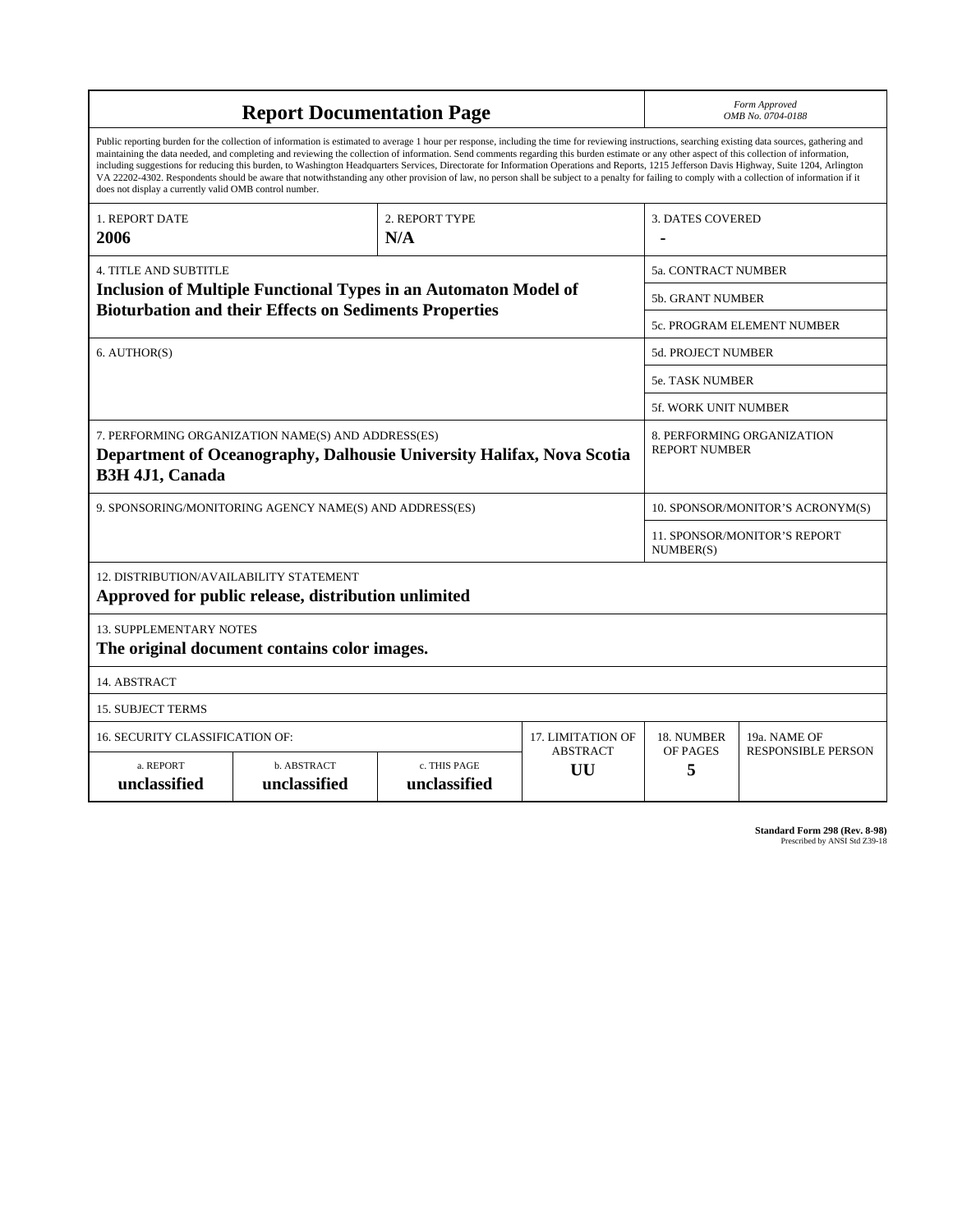# Report Documentation Page

*Form Approved*
*OMB No. 0704-0188*

Public reporting burden for the collection of information is estimated to average 1 hour per response, including the time for reviewing instructions, searching existing data sources, gathering and maintaining the data needed, and completing and reviewing the collection of information. Send comments regarding this burden estimate or any other aspect of this collection of information, including suggestions for reducing this burden, to Washington Headquarters Services, Directorate for Information Operations and Reports, 1215 Jefferson Davis Highway, Suite 1204, Arlington VA 22202-4302. Respondents should be aware that notwithstanding any other provision of law, no person shall be subject to a penalty for failing to comply with a collection of information if it does not display a currently valid OMB control number.

| 1. REPORT DATE | 2. REPORT TYPE | 3. DATES COVERED |
|---|---|---|
| **2006** | **N/A** | **-** |

| 4. TITLE AND SUBTITLE | |
|---|---|
| **Inclusion of Multiple Functional Types in an Automaton Model of Bioturbation and their Effects on Sediments Properties** | 5a. CONTRACT NUMBER |
| | 5b. GRANT NUMBER |
| | 5c. PROGRAM ELEMENT NUMBER |
| 6. AUTHOR(S) | 5d. PROJECT NUMBER |
| | 5e. TASK NUMBER |
| | 5f. WORK UNIT NUMBER |
| 7. PERFORMING ORGANIZATION NAME(S) AND ADDRESS(ES) **Department of Oceanography, Dalhousie University Halifax, Nova Scotia B3H 4J1, Canada** | 8. PERFORMING ORGANIZATION REPORT NUMBER |
| 9. SPONSORING/MONITORING AGENCY NAME(S) AND ADDRESS(ES) | 10. SPONSOR/MONITOR'S ACRONYM(S) |
| | 11. SPONSOR/MONITOR'S REPORT NUMBER(S) |

12. DISTRIBUTION/AVAILABILITY STATEMENT
**Approved for public release, distribution unlimited**

13. SUPPLEMENTARY NOTES
**The original document contains color images.**

14. ABSTRACT

15. SUBJECT TERMS

| 16. SECURITY CLASSIFICATION OF: | | | 17. LIMITATION OF ABSTRACT | 18. NUMBER OF PAGES | 19a. NAME OF RESPONSIBLE PERSON |
|---|---|---|---|---|---|
| a. REPORT | b. ABSTRACT | c. THIS PAGE | | | |
| **unclassified** | **unclassified** | **unclassified** | **UU** | **5** | |

**Standard Form 298 (Rev. 8-98)**
Prescribed by ANSI Std Z39-18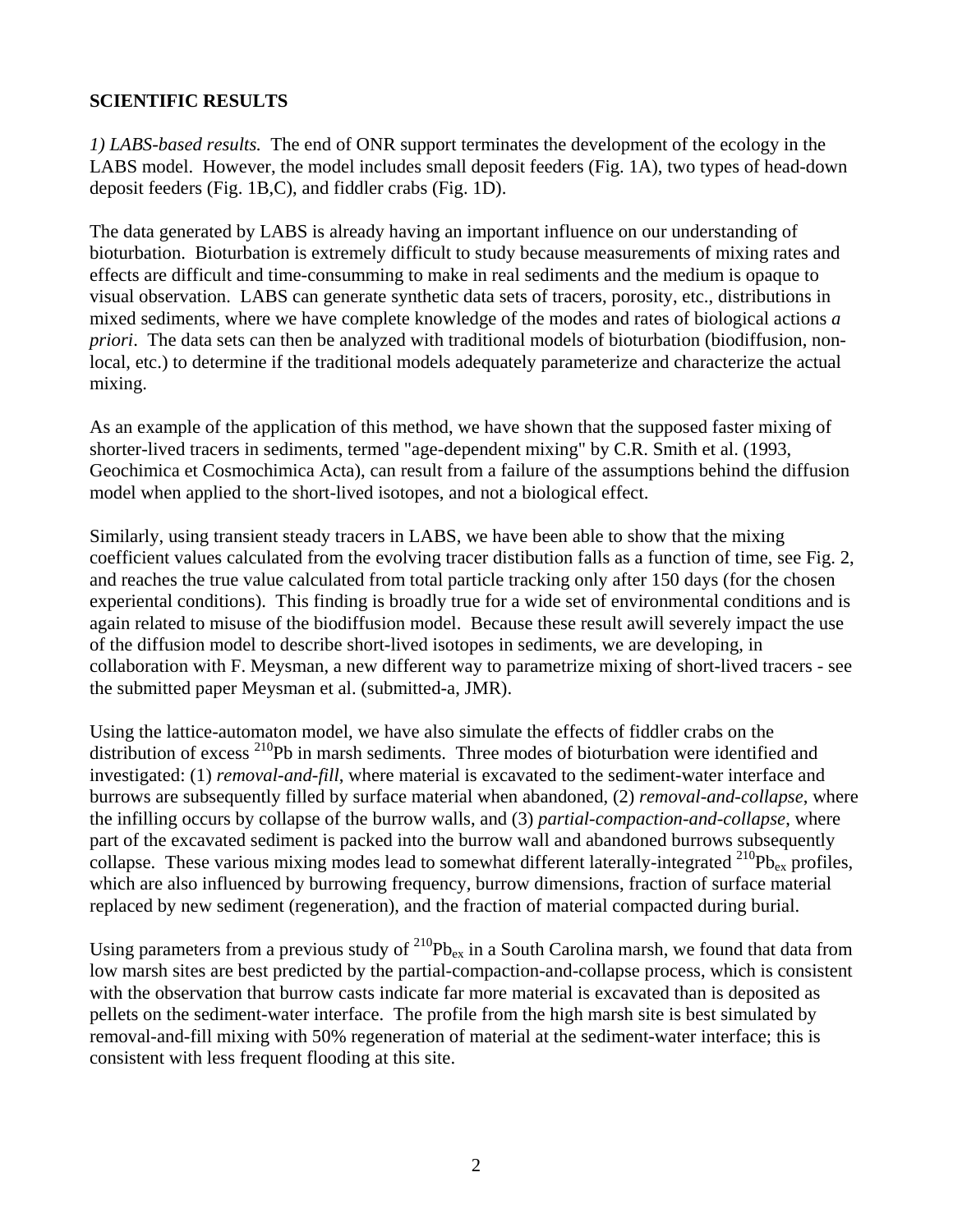**SCIENTIFIC RESULTS**

*1) LABS-based results.* The end of ONR support terminates the development of the ecology in the LABS model. However, the model includes small deposit feeders (Fig. 1A), two types of head-down deposit feeders (Fig. 1B,C), and fiddler crabs (Fig. 1D).

The data generated by LABS is already having an important influence on our understanding of bioturbation. Bioturbation is extremely difficult to study because measurements of mixing rates and effects are difficult and time-consumming to make in real sediments and the medium is opaque to visual observation. LABS can generate synthetic data sets of tracers, porosity, etc., distributions in mixed sediments, where we have complete knowledge of the modes and rates of biological actions *a priori*. The data sets can then be analyzed with traditional models of bioturbation (biodiffusion, non-local, etc.) to determine if the traditional models adequately parameterize and characterize the actual mixing.

As an example of the application of this method, we have shown that the supposed faster mixing of shorter-lived tracers in sediments, termed "age-dependent mixing" by C.R. Smith et al. (1993, Geochimica et Cosmochimica Acta), can result from a failure of the assumptions behind the diffusion model when applied to the short-lived isotopes, and not a biological effect.

Similarly, using transient steady tracers in LABS, we have been able to show that the mixing coefficient values calculated from the evolving tracer distibution falls as a function of time, see Fig. 2, and reaches the true value calculated from total particle tracking only after 150 days (for the chosen experiental conditions). This finding is broadly true for a wide set of environmental conditions and is again related to misuse of the biodiffusion model. Because these result awill severely impact the use of the diffusion model to describe short-lived isotopes in sediments, we are developing, in collaboration with F. Meysman, a new different way to parametrize mixing of short-lived tracers - see the submitted paper Meysman et al. (submitted-a, JMR).

Using the lattice-automaton model, we have also simulate the effects of fiddler crabs on the distribution of excess $^{210}$Pb in marsh sediments. Three modes of bioturbation were identified and investigated: (1) *removal-and-fill*, where material is excavated to the sediment-water interface and burrows are subsequently filled by surface material when abandoned, (2) *removal-and-collapse*, where the infilling occurs by collapse of the burrow walls, and (3) *partial-compaction-and-collapse*, where part of the excavated sediment is packed into the burrow wall and abandoned burrows subsequently collapse. These various mixing modes lead to somewhat different laterally-integrated $^{210}Pb_{ex}$ profiles, which are also influenced by burrowing frequency, burrow dimensions, fraction of surface material replaced by new sediment (regeneration), and the fraction of material compacted during burial.

Using parameters from a previous study of $^{210}Pb_{ex}$ in a South Carolina marsh, we found that data from low marsh sites are best predicted by the partial-compaction-and-collapse process, which is consistent with the observation that burrow casts indicate far more material is excavated than is deposited as pellets on the sediment-water interface. The profile from the high marsh site is best simulated by removal-and-fill mixing with 50% regeneration of material at the sediment-water interface; this is consistent with less frequent flooding at this site.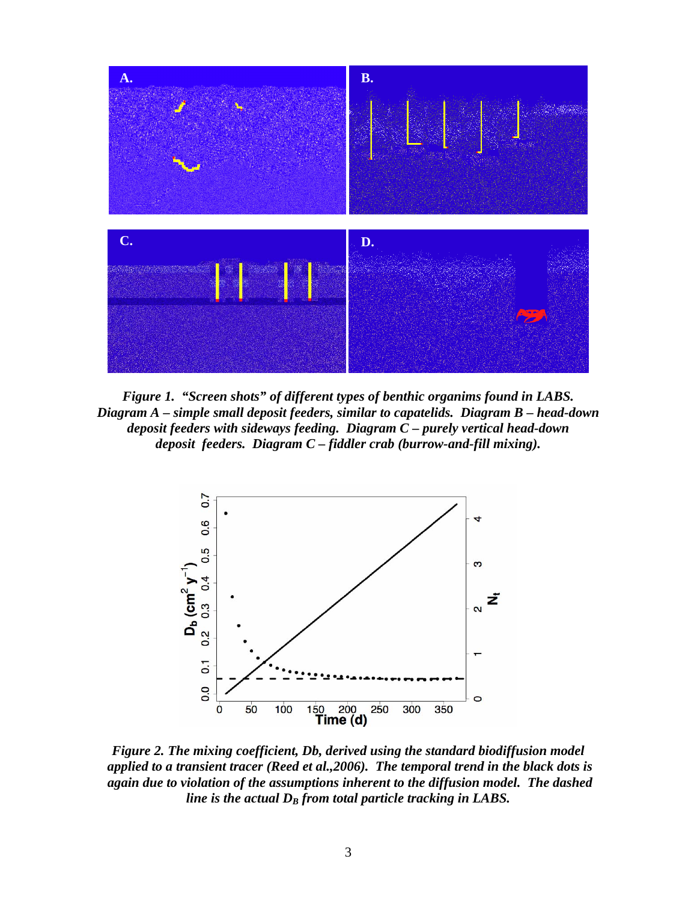*Figure 1. "Screen shots" of different types of benthic organims found in LABS. Diagram A – simple small deposit feeders, similar to capatelids. Diagram B – head-down deposit feeders with sideways feeding. Diagram C – purely vertical head-down deposit feeders. Diagram C – fiddler crab (burrow-and-fill mixing).*

*Figure 2. The mixing coefficient, Db, derived using the standard biodiffusion model applied to a transient tracer (Reed et al.,2006). The temporal trend in the black dots is again due to violation of the assumptions inherent to the diffusion model. The dashed line is the actual $D_B$ from total particle tracking in LABS.*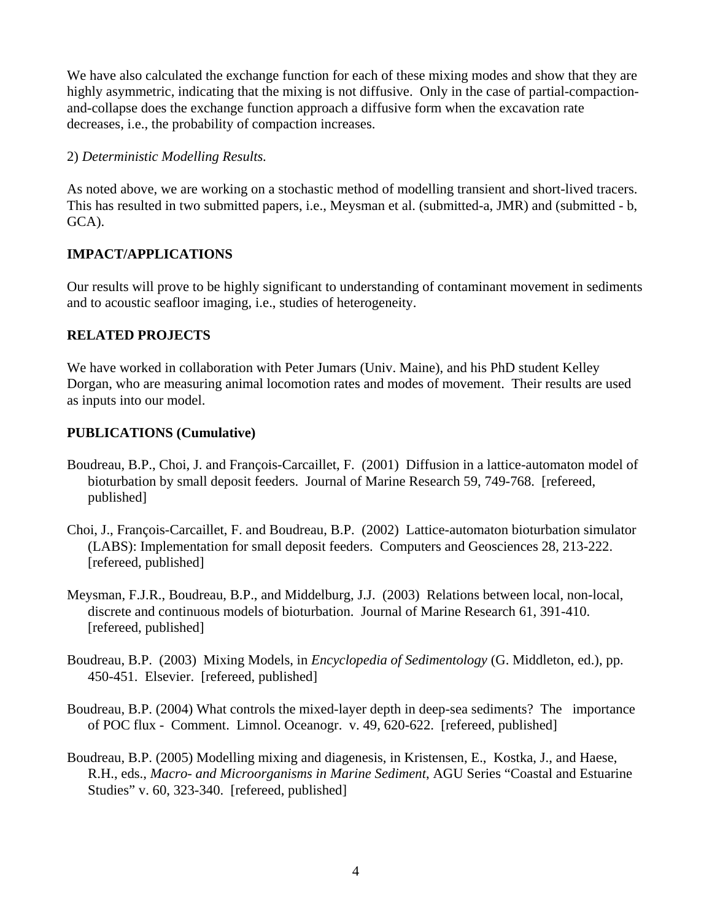We have also calculated the exchange function for each of these mixing modes and show that they are highly asymmetric, indicating that the mixing is not diffusive. Only in the case of partial-compaction-and-collapse does the exchange function approach a diffusive form when the excavation rate decreases, i.e., the probability of compaction increases.

2) *Deterministic Modelling Results.*

As noted above, we are working on a stochastic method of modelling transient and short-lived tracers. This has resulted in two submitted papers, i.e., Meysman et al. (submitted-a, JMR) and (submitted - b, GCA).

## IMPACT/APPLICATIONS

Our results will prove to be highly significant to understanding of contaminant movement in sediments and to acoustic seafloor imaging, i.e., studies of heterogeneity.

## RELATED PROJECTS

We have worked in collaboration with Peter Jumars (Univ. Maine), and his PhD student Kelley Dorgan, who are measuring animal locomotion rates and modes of movement. Their results are used as inputs into our model.

## PUBLICATIONS (Cumulative)

Boudreau, B.P., Choi, J. and François-Carcaillet, F. (2001) Diffusion in a lattice-automaton model of bioturbation by small deposit feeders. Journal of Marine Research 59, 749-768. [refereed, published]

Choi, J., François-Carcaillet, F. and Boudreau, B.P. (2002) Lattice-automaton bioturbation simulator (LABS): Implementation for small deposit feeders. Computers and Geosciences 28, 213-222. [refereed, published]

Meysman, F.J.R., Boudreau, B.P., and Middelburg, J.J. (2003) Relations between local, non-local, discrete and continuous models of bioturbation. Journal of Marine Research 61, 391-410. [refereed, published]

Boudreau, B.P. (2003) Mixing Models, in *Encyclopedia of Sedimentology* (G. Middleton, ed.), pp. 450-451. Elsevier. [refereed, published]

Boudreau, B.P. (2004) What controls the mixed-layer depth in deep-sea sediments? The importance of POC flux - Comment. Limnol. Oceanogr. v. 49, 620-622. [refereed, published]

Boudreau, B.P. (2005) Modelling mixing and diagenesis, in Kristensen, E., Kostka, J., and Haese, R.H., eds., *Macro- and Microorganisms in Marine Sediment*, AGU Series "Coastal and Estuarine Studies" v. 60, 323-340. [refereed, published]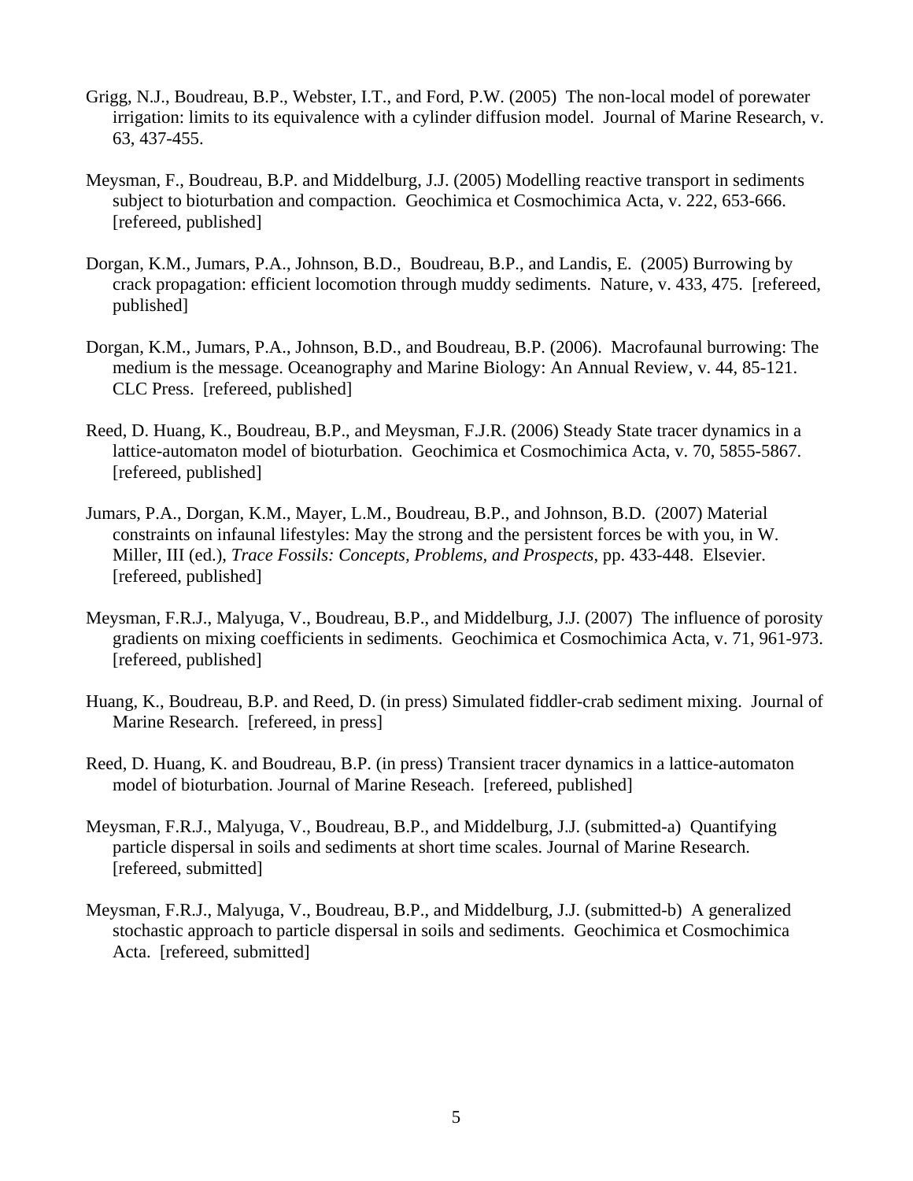Grigg, N.J., Boudreau, B.P., Webster, I.T., and Ford, P.W. (2005) The non-local model of porewater irrigation: limits to its equivalence with a cylinder diffusion model. Journal of Marine Research, v. 63, 437-455.

Meysman, F., Boudreau, B.P. and Middelburg, J.J. (2005) Modelling reactive transport in sediments subject to bioturbation and compaction. Geochimica et Cosmochimica Acta, v. 222, 653-666. [refereed, published]

Dorgan, K.M., Jumars, P.A., Johnson, B.D., Boudreau, B.P., and Landis, E. (2005) Burrowing by crack propagation: efficient locomotion through muddy sediments. Nature, v. 433, 475. [refereed, published]

Dorgan, K.M., Jumars, P.A., Johnson, B.D., and Boudreau, B.P. (2006). Macrofaunal burrowing: The medium is the message. Oceanography and Marine Biology: An Annual Review, v. 44, 85-121. CLC Press. [refereed, published]

Reed, D. Huang, K., Boudreau, B.P., and Meysman, F.J.R. (2006) Steady State tracer dynamics in a lattice-automaton model of bioturbation. Geochimica et Cosmochimica Acta, v. 70, 5855-5867. [refereed, published]

Jumars, P.A., Dorgan, K.M., Mayer, L.M., Boudreau, B.P., and Johnson, B.D. (2007) Material constraints on infaunal lifestyles: May the strong and the persistent forces be with you, in W. Miller, III (ed.), *Trace Fossils: Concepts, Problems, and Prospects*, pp. 433-448. Elsevier. [refereed, published]

Meysman, F.R.J., Malyuga, V., Boudreau, B.P., and Middelburg, J.J. (2007) The influence of porosity gradients on mixing coefficients in sediments. Geochimica et Cosmochimica Acta, v. 71, 961-973. [refereed, published]

Huang, K., Boudreau, B.P. and Reed, D. (in press) Simulated fiddler-crab sediment mixing. Journal of Marine Research. [refereed, in press]

Reed, D. Huang, K. and Boudreau, B.P. (in press) Transient tracer dynamics in a lattice-automaton model of bioturbation. Journal of Marine Reseach. [refereed, published]

Meysman, F.R.J., Malyuga, V., Boudreau, B.P., and Middelburg, J.J. (submitted-a) Quantifying particle dispersal in soils and sediments at short time scales. Journal of Marine Research. [refereed, submitted]

Meysman, F.R.J., Malyuga, V., Boudreau, B.P., and Middelburg, J.J. (submitted-b) A generalized stochastic approach to particle dispersal in soils and sediments. Geochimica et Cosmochimica Acta. [refereed, submitted]